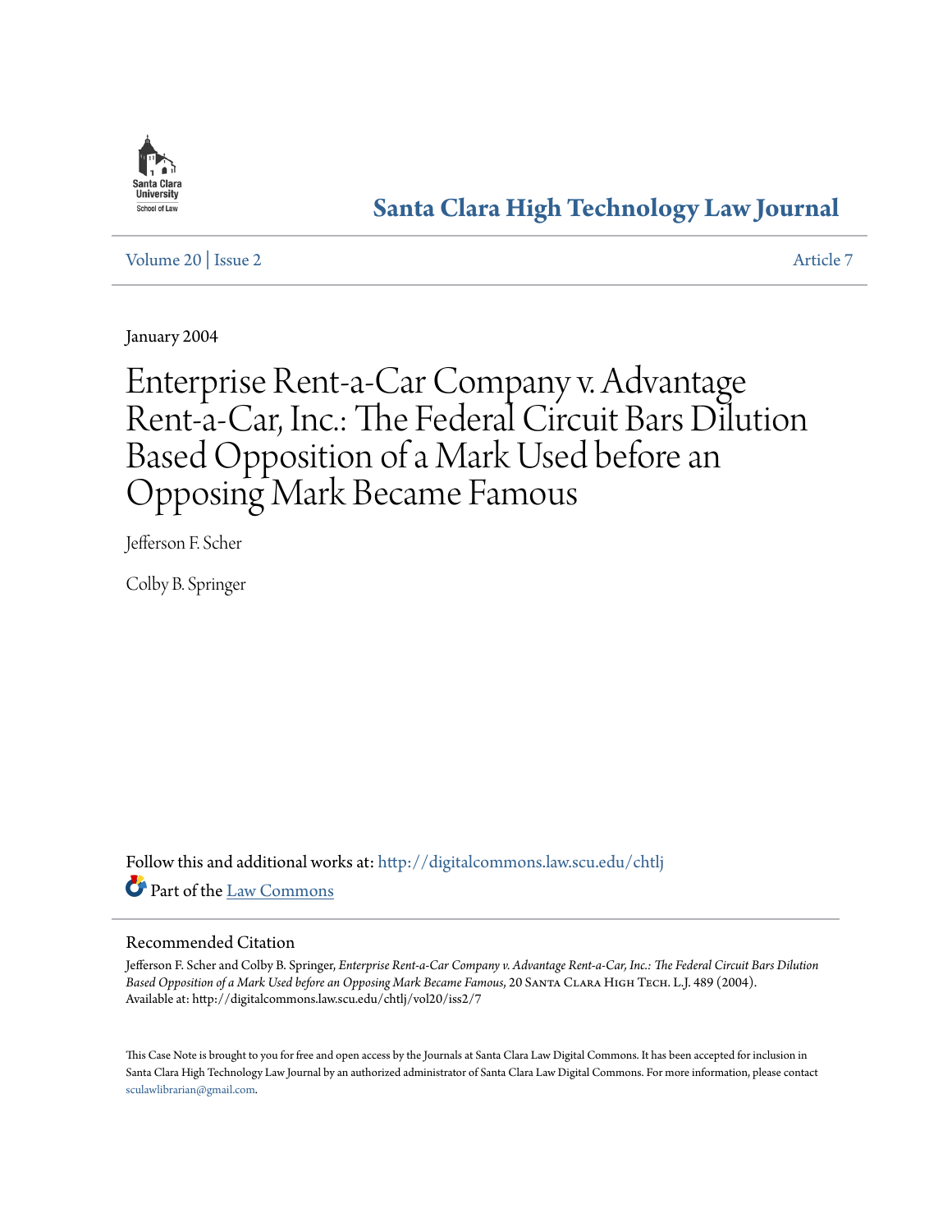Santa Clara University School of Law

# Santa Clara High Technology Law Journal

Volume 20 | Issue 2 Article 7

January 2004

# Enterprise Rent-a-Car Company v. Advantage Rent-a-Car, Inc.: The Federal Circuit Bars Dilution Based Opposition of a Mark Used before an Opposing Mark Became Famous

Jefferson F. Scher

Colby B. Springer

Follow this and additional works at: http://digitalcommons.law.scu.edu/chtlj

Part of the Law Commons

## Recommended Citation

Jefferson F. Scher and Colby B. Springer, *Enterprise Rent-a-Car Company v. Advantage Rent-a-Car, Inc.: The Federal Circuit Bars Dilution Based Opposition of a Mark Used before an Opposing Mark Became Famous*, 20 Santa Clara High Tech. L.J. 489 (2004).
Available at: http://digitalcommons.law.scu.edu/chtlj/vol20/iss2/7

This Case Note is brought to you for free and open access by the Journals at Santa Clara Law Digital Commons. It has been accepted for inclusion in Santa Clara High Technology Law Journal by an authorized administrator of Santa Clara Law Digital Commons. For more information, please contact sculawlibrarian@gmail.com.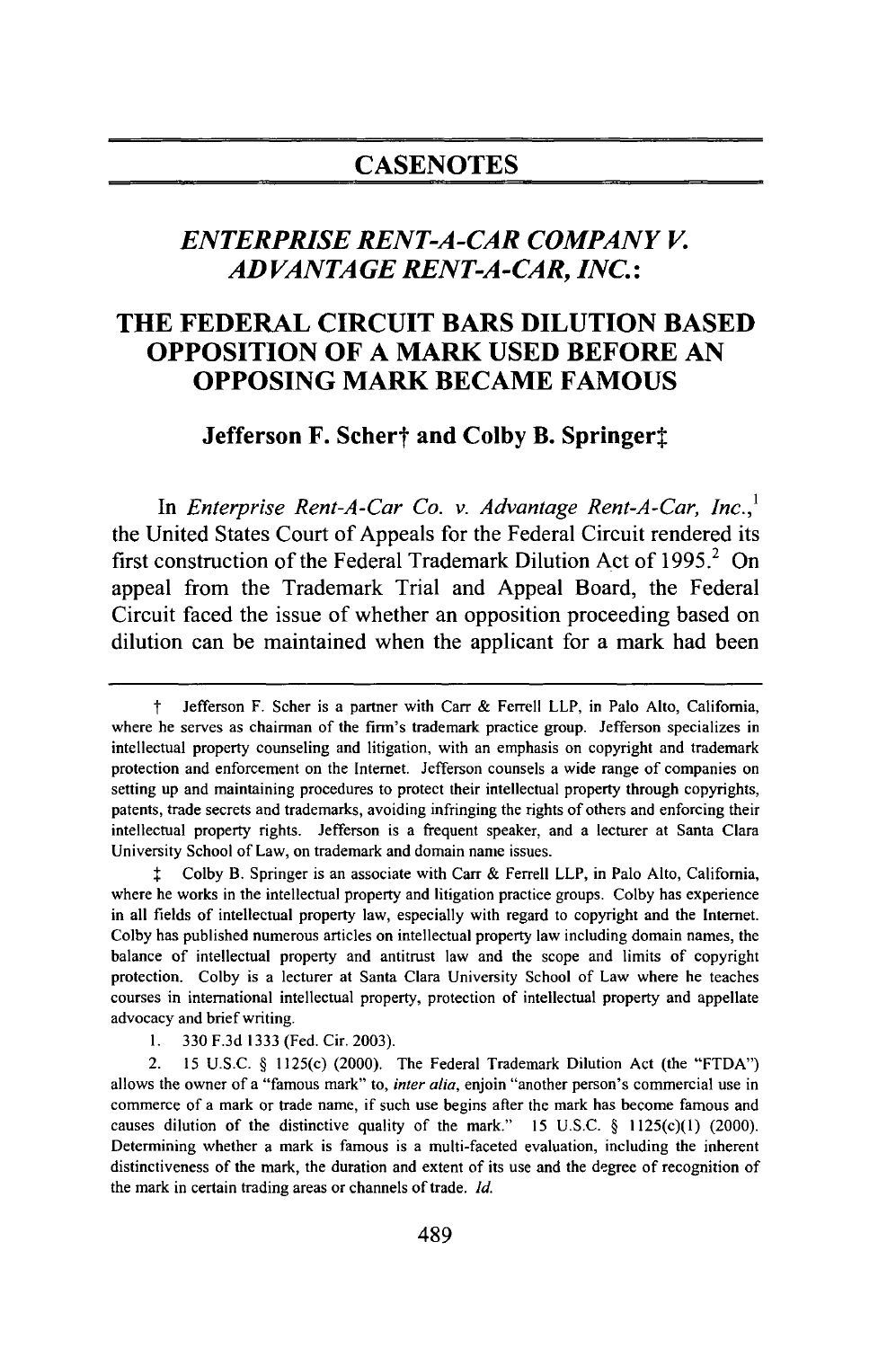# CASENOTES

## *ENTERPRISE RENT-A-CAR COMPANY V. ADVANTAGE RENT-A-CAR, INC.*:

## THE FEDERAL CIRCUIT BARS DILUTION BASED OPPOSITION OF A MARK USED BEFORE AN OPPOSING MARK BECAME FAMOUS

### Jefferson F. Scher† and Colby B. Springer‡

In *Enterprise Rent-A-Car Co. v. Advantage Rent-A-Car, Inc.*,[1] the United States Court of Appeals for the Federal Circuit rendered its first construction of the Federal Trademark Dilution Act of 1995.[2] On appeal from the Trademark Trial and Appeal Board, the Federal Circuit faced the issue of whether an opposition proceeding based on dilution can be maintained when the applicant for a mark had been

---

† Jefferson F. Scher is a partner with Carr & Ferrell LLP, in Palo Alto, California, where he serves as chairman of the firm's trademark practice group. Jefferson specializes in intellectual property counseling and litigation, with an emphasis on copyright and trademark protection and enforcement on the Internet. Jefferson counsels a wide range of companies on setting up and maintaining procedures to protect their intellectual property through copyrights, patents, trade secrets and trademarks, avoiding infringing the rights of others and enforcing their intellectual property rights. Jefferson is a frequent speaker, and a lecturer at Santa Clara University School of Law, on trademark and domain name issues.

‡ Colby B. Springer is an associate with Carr & Ferrell LLP, in Palo Alto, California, where he works in the intellectual property and litigation practice groups. Colby has experience in all fields of intellectual property law, especially with regard to copyright and the Internet. Colby has published numerous articles on intellectual property law including domain names, the balance of intellectual property and antitrust law and the scope and limits of copyright protection. Colby is a lecturer at Santa Clara University School of Law where he teaches courses in international intellectual property, protection of intellectual property and appellate advocacy and brief writing.

1. 330 F.3d 1333 (Fed. Cir. 2003).

2. 15 U.S.C. § 1125(c) (2000). The Federal Trademark Dilution Act (the "FTDA") allows the owner of a "famous mark" to, *inter alia*, enjoin "another person's commercial use in commerce of a mark or trade name, if such use begins after the mark has become famous and causes dilution of the distinctive quality of the mark." 15 U.S.C. § 1125(c)(1) (2000). Determining whether a mark is famous is a multi-faceted evaluation, including the inherent distinctiveness of the mark, the duration and extent of its use and the degree of recognition of the mark in certain trading areas or channels of trade. *Id.*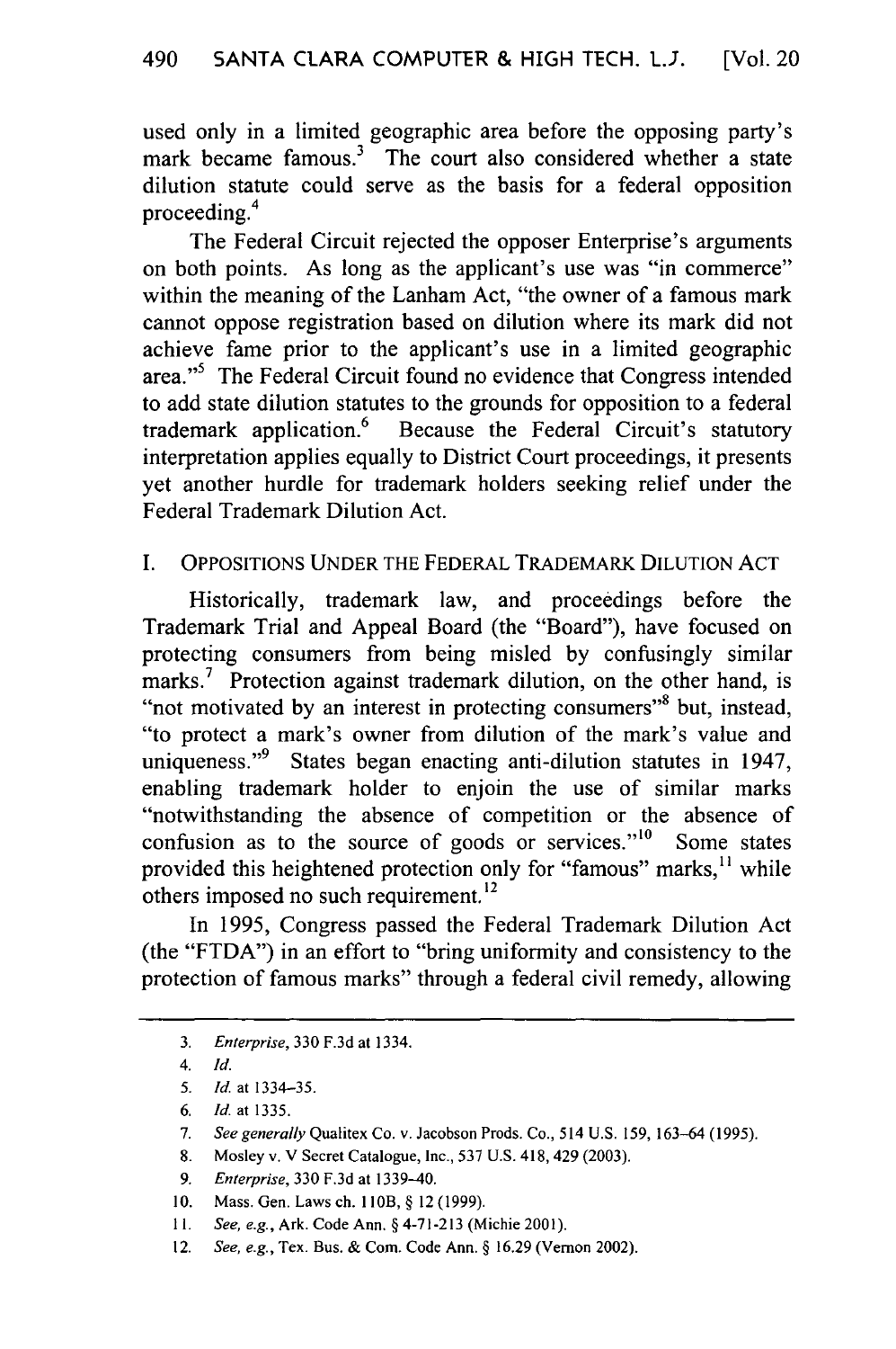used only in a limited geographic area before the opposing party's mark became famous.[3] The court also considered whether a state dilution statute could serve as the basis for a federal opposition proceeding.[4]

The Federal Circuit rejected the opposer Enterprise's arguments on both points. As long as the applicant's use was "in commerce" within the meaning of the Lanham Act, "the owner of a famous mark cannot oppose registration based on dilution where its mark did not achieve fame prior to the applicant's use in a limited geographic area."[5] The Federal Circuit found no evidence that Congress intended to add state dilution statutes to the grounds for opposition to a federal trademark application.[6] Because the Federal Circuit's statutory interpretation applies equally to District Court proceedings, it presents yet another hurdle for trademark holders seeking relief under the Federal Trademark Dilution Act.

## I. Oppositions Under the Federal Trademark Dilution Act

Historically, trademark law, and proceedings before the Trademark Trial and Appeal Board (the "Board"), have focused on protecting consumers from being misled by confusingly similar marks.[7] Protection against trademark dilution, on the other hand, is "not motivated by an interest in protecting consumers"[8] but, instead, "to protect a mark's owner from dilution of the mark's value and uniqueness."[9] States began enacting anti-dilution statutes in 1947, enabling trademark holder to enjoin the use of similar marks "notwithstanding the absence of competition or the absence of confusion as to the source of goods or services."[10] Some states provided this heightened protection only for "famous" marks,[11] while others imposed no such requirement.[12]

In 1995, Congress passed the Federal Trademark Dilution Act (the "FTDA") in an effort to "bring uniformity and consistency to the protection of famous marks" through a federal civil remedy, allowing

---

3. *Enterprise*, 330 F.3d at 1334.
4. *Id.*
5. *Id.* at 1334–35.
6. *Id.* at 1335.
7. *See generally* Qualitex Co. v. Jacobson Prods. Co., 514 U.S. 159, 163–64 (1995).
8. Mosley v. V Secret Catalogue, Inc., 537 U.S. 418, 429 (2003).
9. *Enterprise*, 330 F.3d at 1339–40.
10. Mass. Gen. Laws ch. 110B, § 12 (1999).
11. *See, e.g.*, Ark. Code Ann. § 4-71-213 (Michie 2001).
12. *See, e.g.*, Tex. Bus. & Com. Code Ann. § 16.29 (Vernon 2002).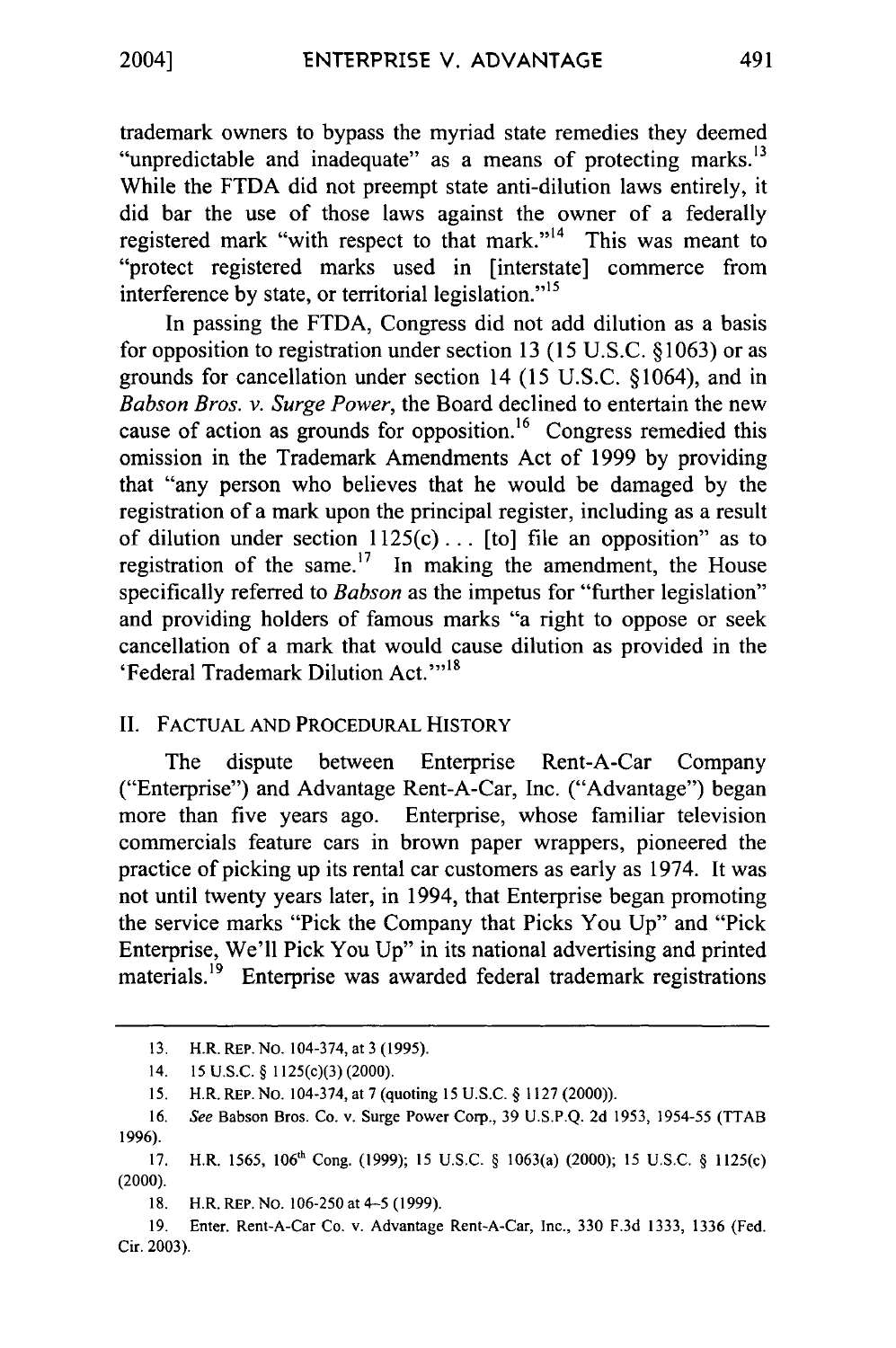trademark owners to bypass the myriad state remedies they deemed "unpredictable and inadequate" as a means of protecting marks.[13] While the FTDA did not preempt state anti-dilution laws entirely, it did bar the use of those laws against the owner of a federally registered mark "with respect to that mark."[14] This was meant to "protect registered marks used in [interstate] commerce from interference by state, or territorial legislation."[15]

In passing the FTDA, Congress did not add dilution as a basis for opposition to registration under section 13 (15 U.S.C. §1063) or as grounds for cancellation under section 14 (15 U.S.C. §1064), and in *Babson Bros. v. Surge Power*, the Board declined to entertain the new cause of action as grounds for opposition.[16] Congress remedied this omission in the Trademark Amendments Act of 1999 by providing that "any person who believes that he would be damaged by the registration of a mark upon the principal register, including as a result of dilution under section 1125(c) . . . [to] file an opposition" as to registration of the same.[17] In making the amendment, the House specifically referred to *Babson* as the impetus for "further legislation" and providing holders of famous marks "a right to oppose or seek cancellation of a mark that would cause dilution as provided in the 'Federal Trademark Dilution Act.'"[18]

## II. FACTUAL AND PROCEDURAL HISTORY

The dispute between Enterprise Rent-A-Car Company ("Enterprise") and Advantage Rent-A-Car, Inc. ("Advantage") began more than five years ago. Enterprise, whose familiar television commercials feature cars in brown paper wrappers, pioneered the practice of picking up its rental car customers as early as 1974. It was not until twenty years later, in 1994, that Enterprise began promoting the service marks "Pick the Company that Picks You Up" and "Pick Enterprise, We'll Pick You Up" in its national advertising and printed materials.[19] Enterprise was awarded federal trademark registrations

---

13. H.R. REP. NO. 104-374, at 3 (1995).

14. 15 U.S.C. § 1125(c)(3) (2000).

15. H.R. REP. NO. 104-374, at 7 (quoting 15 U.S.C. § 1127 (2000)).

16. *See* Babson Bros. Co. v. Surge Power Corp., 39 U.S.P.Q. 2d 1953, 1954-55 (TTAB 1996).

17. H.R. 1565, 106th Cong. (1999); 15 U.S.C. § 1063(a) (2000); 15 U.S.C. § 1125(c) (2000).

18. H.R. REP. NO. 106-250 at 4–5 (1999).

19. Enter. Rent-A-Car Co. v. Advantage Rent-A-Car, Inc., 330 F.3d 1333, 1336 (Fed. Cir. 2003).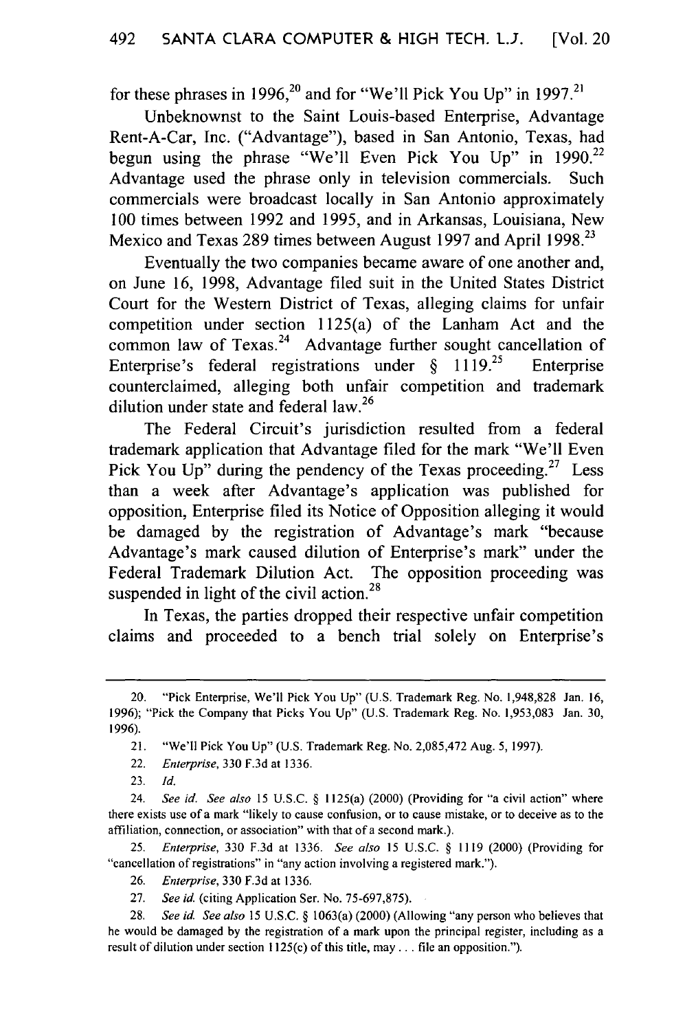for these phrases in 1996,[20] and for "We'll Pick You Up" in 1997.[21]

Unbeknownst to the Saint Louis-based Enterprise, Advantage Rent-A-Car, Inc. ("Advantage"), based in San Antonio, Texas, had begun using the phrase "We'll Even Pick You Up" in 1990.[22] Advantage used the phrase only in television commercials. Such commercials were broadcast locally in San Antonio approximately 100 times between 1992 and 1995, and in Arkansas, Louisiana, New Mexico and Texas 289 times between August 1997 and April 1998.[23]

Eventually the two companies became aware of one another and, on June 16, 1998, Advantage filed suit in the United States District Court for the Western District of Texas, alleging claims for unfair competition under section 1125(a) of the Lanham Act and the common law of Texas.[24] Advantage further sought cancellation of Enterprise's federal registrations under § 1119.[25] Enterprise counterclaimed, alleging both unfair competition and trademark dilution under state and federal law.[26]

The Federal Circuit's jurisdiction resulted from a federal trademark application that Advantage filed for the mark "We'll Even Pick You Up" during the pendency of the Texas proceeding.[27] Less than a week after Advantage's application was published for opposition, Enterprise filed its Notice of Opposition alleging it would be damaged by the registration of Advantage's mark "because Advantage's mark caused dilution of Enterprise's mark" under the Federal Trademark Dilution Act. The opposition proceeding was suspended in light of the civil action.[28]

In Texas, the parties dropped their respective unfair competition claims and proceeded to a bench trial solely on Enterprise's

---

20. "Pick Enterprise, We'll Pick You Up" (U.S. Trademark Reg. No. 1,948,828 Jan. 16, 1996); "Pick the Company that Picks You Up" (U.S. Trademark Reg. No. 1,953,083 Jan. 30, 1996).

21. "We'll Pick You Up" (U.S. Trademark Reg. No. 2,085,472 Aug. 5, 1997).

22. *Enterprise*, 330 F.3d at 1336.

23. *Id.*

24. *See id. See also* 15 U.S.C. § 1125(a) (2000) (Providing for "a civil action" where there exists use of a mark "likely to cause confusion, or to cause mistake, or to deceive as to the affiliation, connection, or association" with that of a second mark.).

25. *Enterprise*, 330 F.3d at 1336. *See also* 15 U.S.C. § 1119 (2000) (Providing for "cancellation of registrations" in "any action involving a registered mark.").

26. *Enterprise*, 330 F.3d at 1336.

27. *See id.* (citing Application Ser. No. 75-697,875).

28. *See id. See also* 15 U.S.C. § 1063(a) (2000) (Allowing "any person who believes that he would be damaged by the registration of a mark upon the principal register, including as a result of dilution under section 1125(c) of this title, may . . . file an opposition.").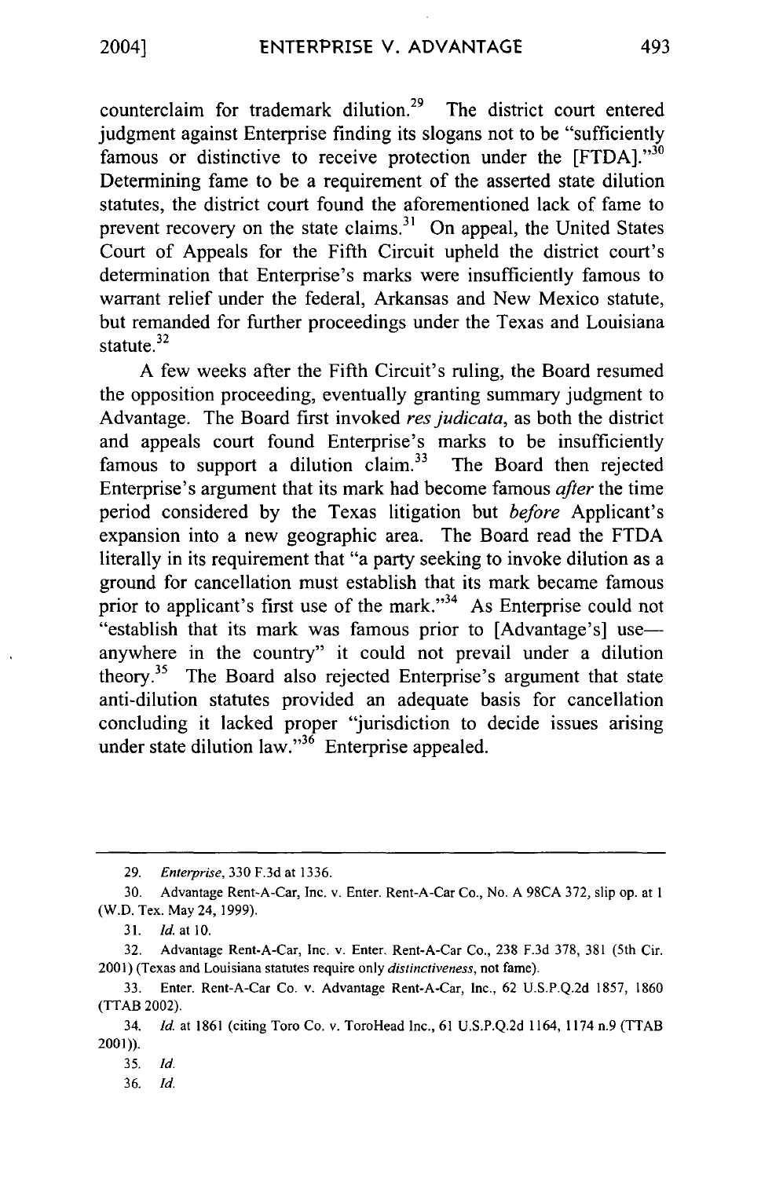counterclaim for trademark dilution.[29] The district court entered judgment against Enterprise finding its slogans not to be "sufficiently famous or distinctive to receive protection under the [FTDA]."[30] Determining fame to be a requirement of the asserted state dilution statutes, the district court found the aforementioned lack of fame to prevent recovery on the state claims.[31] On appeal, the United States Court of Appeals for the Fifth Circuit upheld the district court's determination that Enterprise's marks were insufficiently famous to warrant relief under the federal, Arkansas and New Mexico statute, but remanded for further proceedings under the Texas and Louisiana statute.[32]

A few weeks after the Fifth Circuit's ruling, the Board resumed the opposition proceeding, eventually granting summary judgment to Advantage. The Board first invoked *res judicata*, as both the district and appeals court found Enterprise's marks to be insufficiently famous to support a dilution claim.[33] The Board then rejected Enterprise's argument that its mark had become famous *after* the time period considered by the Texas litigation but *before* Applicant's expansion into a new geographic area. The Board read the FTDA literally in its requirement that "a party seeking to invoke dilution as a ground for cancellation must establish that its mark became famous prior to applicant's first use of the mark."[34] As Enterprise could not "establish that its mark was famous prior to [Advantage's] use—anywhere in the country" it could not prevail under a dilution theory.[35] The Board also rejected Enterprise's argument that state anti-dilution statutes provided an adequate basis for cancellation concluding it lacked proper "jurisdiction to decide issues arising under state dilution law."[36] Enterprise appealed.

---

29. *Enterprise*, 330 F.3d at 1336.

30. Advantage Rent-A-Car, Inc. v. Enter. Rent-A-Car Co., No. A 98CA 372, slip op. at 1 (W.D. Tex. May 24, 1999).

31. *Id.* at 10.

32. Advantage Rent-A-Car, Inc. v. Enter. Rent-A-Car Co., 238 F.3d 378, 381 (5th Cir. 2001) (Texas and Louisiana statutes require only *distinctiveness*, not fame).

33. Enter. Rent-A-Car Co. v. Advantage Rent-A-Car, Inc., 62 U.S.P.Q.2d 1857, 1860 (TTAB 2002).

34. *Id.* at 1861 (citing Toro Co. v. ToroHead Inc., 61 U.S.P.Q.2d 1164, 1174 n.9 (TTAB 2001)).

35. *Id.*

36. *Id.*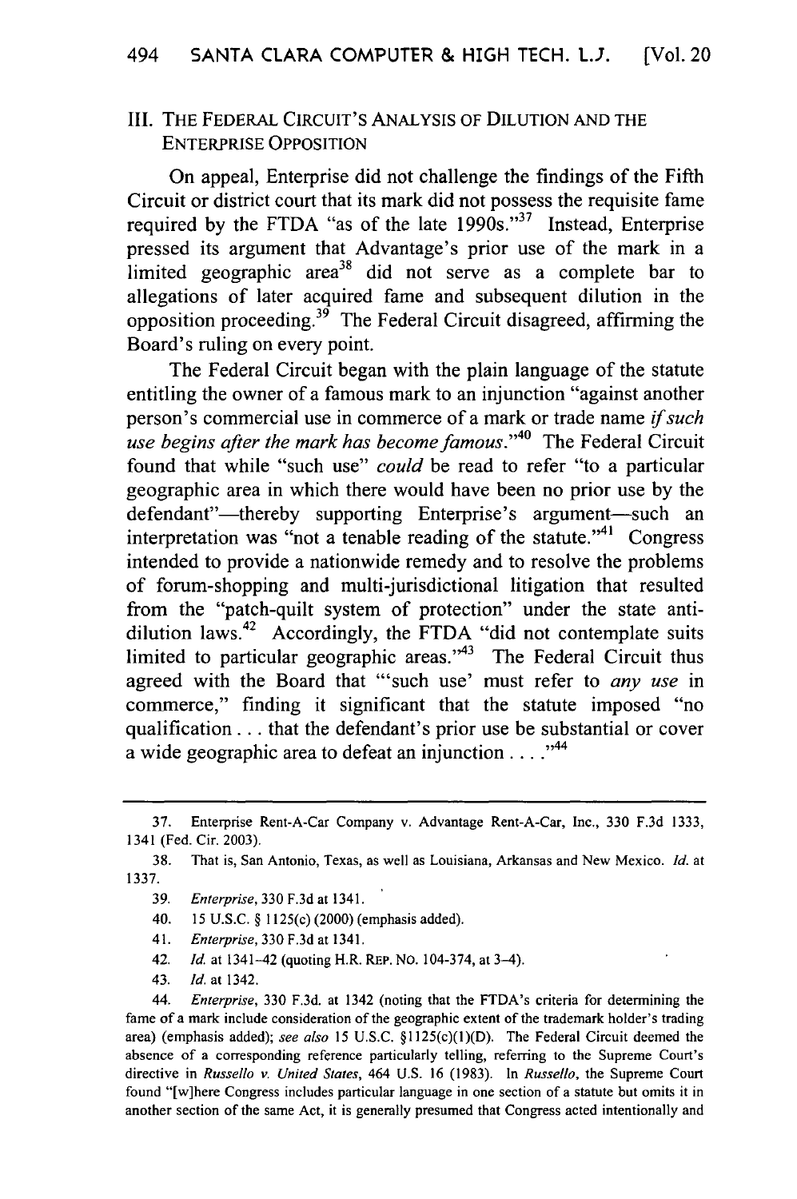## III. THE FEDERAL CIRCUIT'S ANALYSIS OF DILUTION AND THE ENTERPRISE OPPOSITION

On appeal, Enterprise did not challenge the findings of the Fifth Circuit or district court that its mark did not possess the requisite fame required by the FTDA "as of the late 1990s."[37] Instead, Enterprise pressed its argument that Advantage's prior use of the mark in a limited geographic area[38] did not serve as a complete bar to allegations of later acquired fame and subsequent dilution in the opposition proceeding.[39] The Federal Circuit disagreed, affirming the Board's ruling on every point.

The Federal Circuit began with the plain language of the statute entitling the owner of a famous mark to an injunction "against another person's commercial use in commerce of a mark or trade name *if such use begins after the mark has become famous*."[40] The Federal Circuit found that while "such use" *could* be read to refer "to a particular geographic area in which there would have been no prior use by the defendant"—thereby supporting Enterprise's argument—such an interpretation was "not a tenable reading of the statute."[41] Congress intended to provide a nationwide remedy and to resolve the problems of forum-shopping and multi-jurisdictional litigation that resulted from the "patch-quilt system of protection" under the state anti-dilution laws.[42] Accordingly, the FTDA "did not contemplate suits limited to particular geographic areas."[43] The Federal Circuit thus agreed with the Board that "'such use' must refer to *any use* in commerce," finding it significant that the statute imposed "no qualification . . . that the defendant's prior use be substantial or cover a wide geographic area to defeat an injunction . . . ."[44]

---

37. Enterprise Rent-A-Car Company v. Advantage Rent-A-Car, Inc., 330 F.3d 1333, 1341 (Fed. Cir. 2003).

38. That is, San Antonio, Texas, as well as Louisiana, Arkansas and New Mexico. *Id.* at 1337.

39. *Enterprise*, 330 F.3d at 1341.

40. 15 U.S.C. § 1125(c) (2000) (emphasis added).

41. *Enterprise*, 330 F.3d at 1341.

42. *Id.* at 1341–42 (quoting H.R. REP. NO. 104-374, at 3–4).

43. *Id.* at 1342.

44. *Enterprise*, 330 F.3d. at 1342 (noting that the FTDA's criteria for determining the fame of a mark include consideration of the geographic extent of the trademark holder's trading area) (emphasis added); *see also* 15 U.S.C. §1125(c)(1)(D). The Federal Circuit deemed the absence of a corresponding reference particularly telling, referring to the Supreme Court's directive in *Russello v. United States*, 464 U.S. 16 (1983). In *Russello*, the Supreme Court found "[w]here Congress includes particular language in one section of a statute but omits it in another section of the same Act, it is generally presumed that Congress acted intentionally and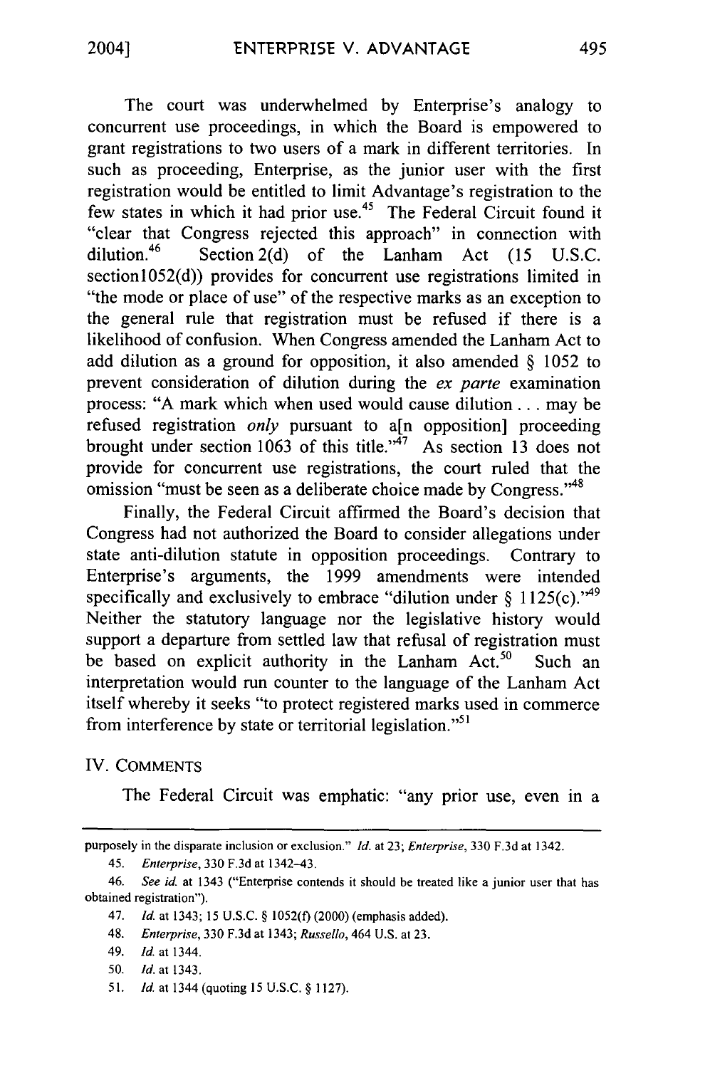The court was underwhelmed by Enterprise's analogy to concurrent use proceedings, in which the Board is empowered to grant registrations to two users of a mark in different territories. In such as proceeding, Enterprise, as the junior user with the first registration would be entitled to limit Advantage's registration to the few states in which it had prior use.[45] The Federal Circuit found it "clear that Congress rejected this approach" in connection with dilution.[46] Section 2(d) of the Lanham Act (15 U.S.C. section1052(d)) provides for concurrent use registrations limited in "the mode or place of use" of the respective marks as an exception to the general rule that registration must be refused if there is a likelihood of confusion. When Congress amended the Lanham Act to add dilution as a ground for opposition, it also amended § 1052 to prevent consideration of dilution during the *ex parte* examination process: "A mark which when used would cause dilution . . . may be refused registration *only* pursuant to a[n opposition] proceeding brought under section 1063 of this title."[47] As section 13 does not provide for concurrent use registrations, the court ruled that the omission "must be seen as a deliberate choice made by Congress."[48]

Finally, the Federal Circuit affirmed the Board's decision that Congress had not authorized the Board to consider allegations under state anti-dilution statute in opposition proceedings. Contrary to Enterprise's arguments, the 1999 amendments were intended specifically and exclusively to embrace "dilution under § 1125(c)."[49] Neither the statutory language nor the legislative history would support a departure from settled law that refusal of registration must be based on explicit authority in the Lanham Act.[50] Such an interpretation would run counter to the language of the Lanham Act itself whereby it seeks "to protect registered marks used in commerce from interference by state or territorial legislation."[51]

## IV. COMMENTS

The Federal Circuit was emphatic: "any prior use, even in a

---

purposely in the disparate inclusion or exclusion." *Id.* at 23; *Enterprise*, 330 F.3d at 1342.

45. *Enterprise*, 330 F.3d at 1342–43.

46. *See id.* at 1343 ("Enterprise contends it should be treated like a junior user that has obtained registration").

47. *Id.* at 1343; 15 U.S.C. § 1052(f) (2000) (emphasis added).

48. *Enterprise*, 330 F.3d at 1343; *Russello*, 464 U.S. at 23.

49. *Id.* at 1344.

50. *Id.* at 1343.

51. *Id.* at 1344 (quoting 15 U.S.C. § 1127).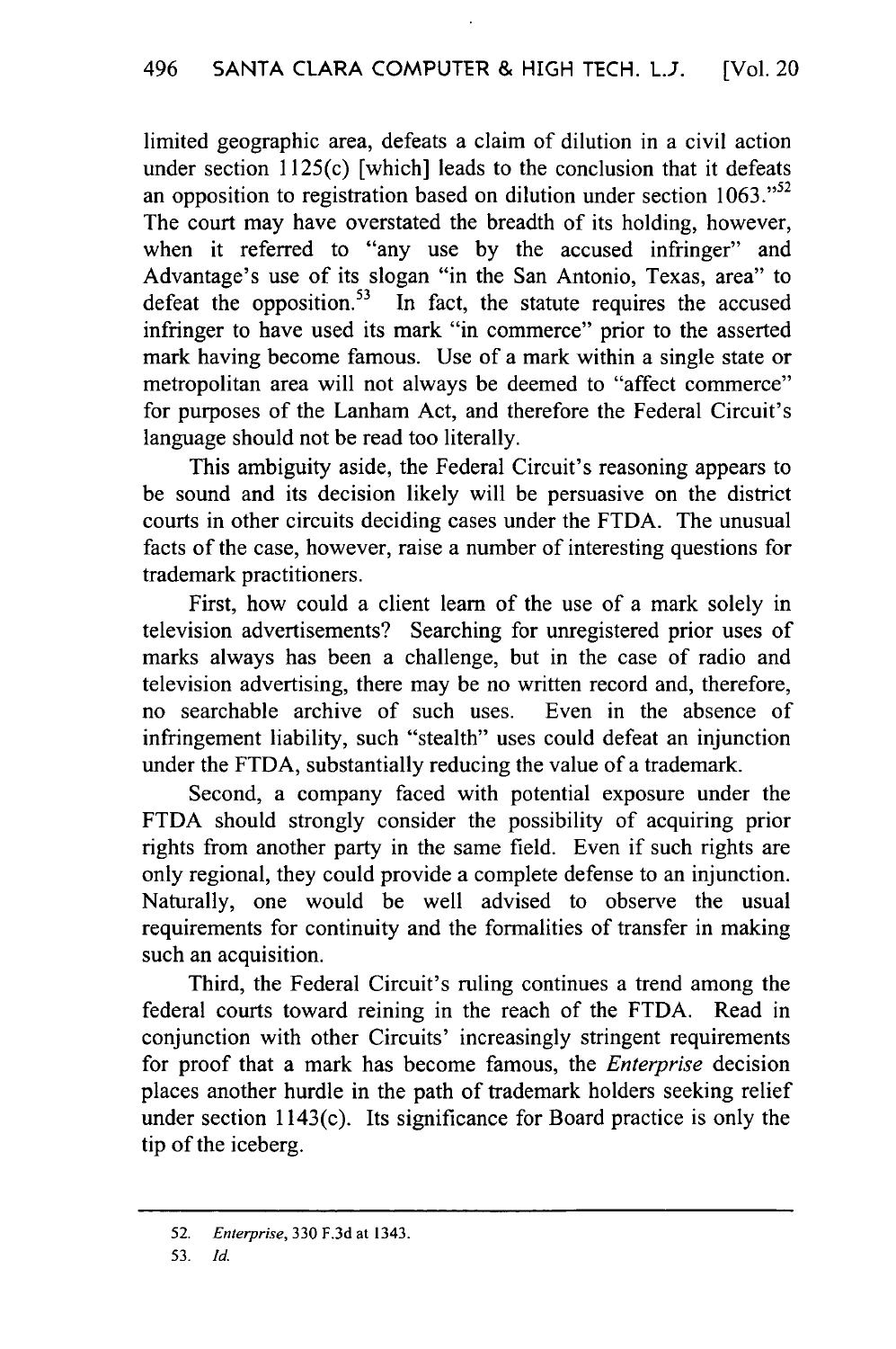limited geographic area, defeats a claim of dilution in a civil action under section 1125(c) [which] leads to the conclusion that it defeats an opposition to registration based on dilution under section 1063."[52] The court may have overstated the breadth of its holding, however, when it referred to "any use by the accused infringer" and Advantage's use of its slogan "in the San Antonio, Texas, area" to defeat the opposition.[53] In fact, the statute requires the accused infringer to have used its mark "in commerce" prior to the asserted mark having become famous. Use of a mark within a single state or metropolitan area will not always be deemed to "affect commerce" for purposes of the Lanham Act, and therefore the Federal Circuit's language should not be read too literally.

This ambiguity aside, the Federal Circuit's reasoning appears to be sound and its decision likely will be persuasive on the district courts in other circuits deciding cases under the FTDA. The unusual facts of the case, however, raise a number of interesting questions for trademark practitioners.

First, how could a client learn of the use of a mark solely in television advertisements? Searching for unregistered prior uses of marks always has been a challenge, but in the case of radio and television advertising, there may be no written record and, therefore, no searchable archive of such uses. Even in the absence of infringement liability, such "stealth" uses could defeat an injunction under the FTDA, substantially reducing the value of a trademark.

Second, a company faced with potential exposure under the FTDA should strongly consider the possibility of acquiring prior rights from another party in the same field. Even if such rights are only regional, they could provide a complete defense to an injunction. Naturally, one would be well advised to observe the usual requirements for continuity and the formalities of transfer in making such an acquisition.

Third, the Federal Circuit's ruling continues a trend among the federal courts toward reining in the reach of the FTDA. Read in conjunction with other Circuits' increasingly stringent requirements for proof that a mark has become famous, the *Enterprise* decision places another hurdle in the path of trademark holders seeking relief under section 1143(c). Its significance for Board practice is only the tip of the iceberg.

---

52. *Enterprise*, 330 F.3d at 1343.

53. *Id.*